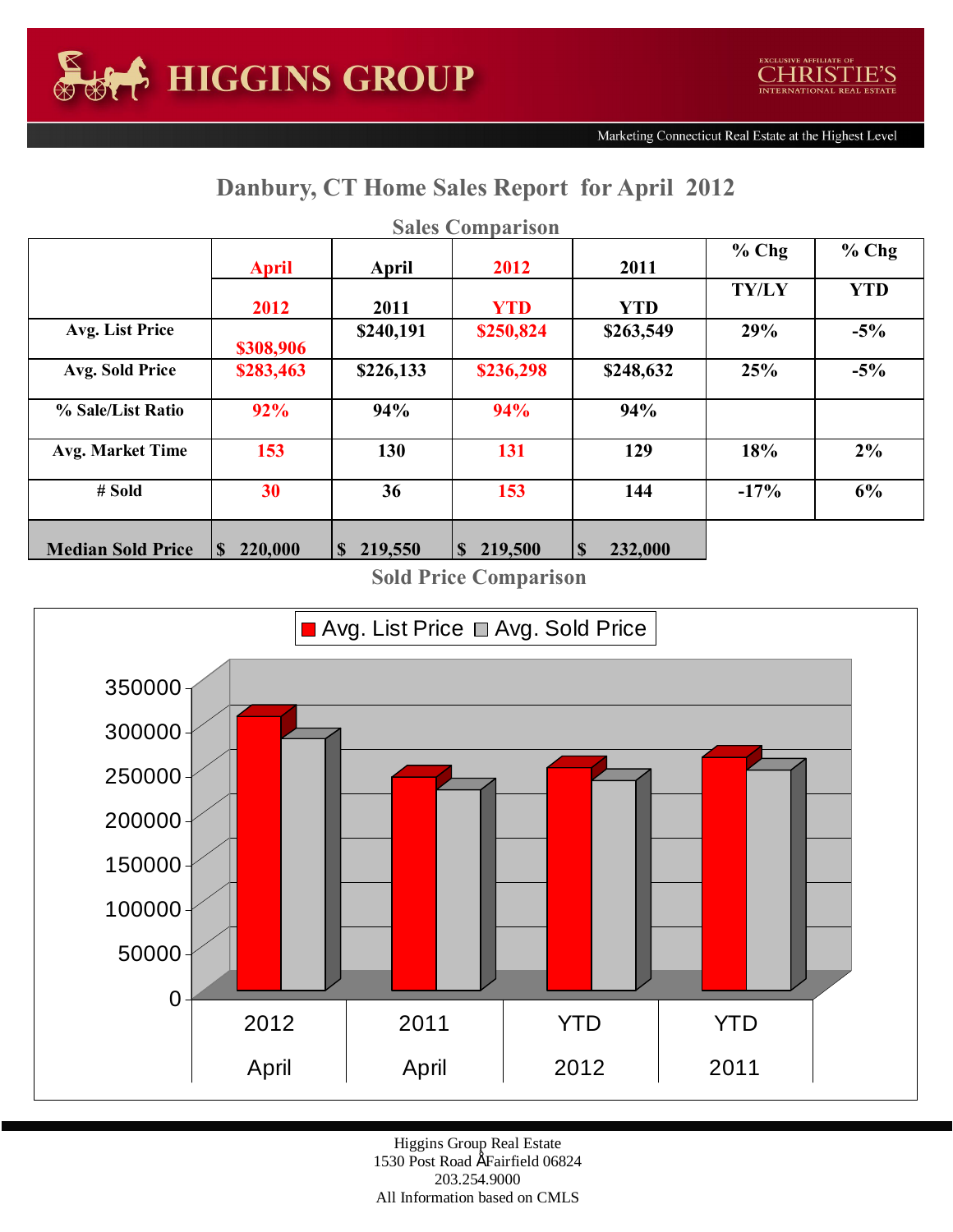HIGGINS GROUP

EXCLUSIVE AFFILIATE OF CHRISTIE'S INTERNATIONAL REAL ESTATE

Marketing Connecticut Real Estate at the Highest Level

# Danbury, CT Home Sales Report for April 2012

## Sales Comparison

| | April 2012 | April 2011 | 2012 YTD | 2011 YTD | % Chg TY/LY | % Chg YTD |
|---|---|---|---|---|---|---|
| Avg. List Price | $308,906 | $240,191 | $250,824 | $263,549 | 29% | -5% |
| Avg. Sold Price | $283,463 | $226,133 | $236,298 | $248,632 | 25% | -5% |
| % Sale/List Ratio | 92% | 94% | 94% | 94% | | |
| Avg. Market Time | 153 | 130 | 131 | 129 | 18% | 2% |
| # Sold | 30 | 36 | 153 | 144 | -17% | 6% |
| Median Sold Price | $ 220,000 | $ 219,550 | $ 219,500 | $ 232,000 | | |

## Sold Price Comparison

Avg. List Price / Avg. Sold Price

| | 2012 April | 2011 April | YTD 2012 | YTD 2011 |
|---|---|---|---|---|
| Avg. List Price | 308906 | 240191 | 250824 | 263549 |
| Avg. Sold Price | 283463 | 226133 | 236298 | 248632 |

Higgins Group Real Estate
1530 Post Road Fairfield 06824
203.254.9000
All Information based on CMLS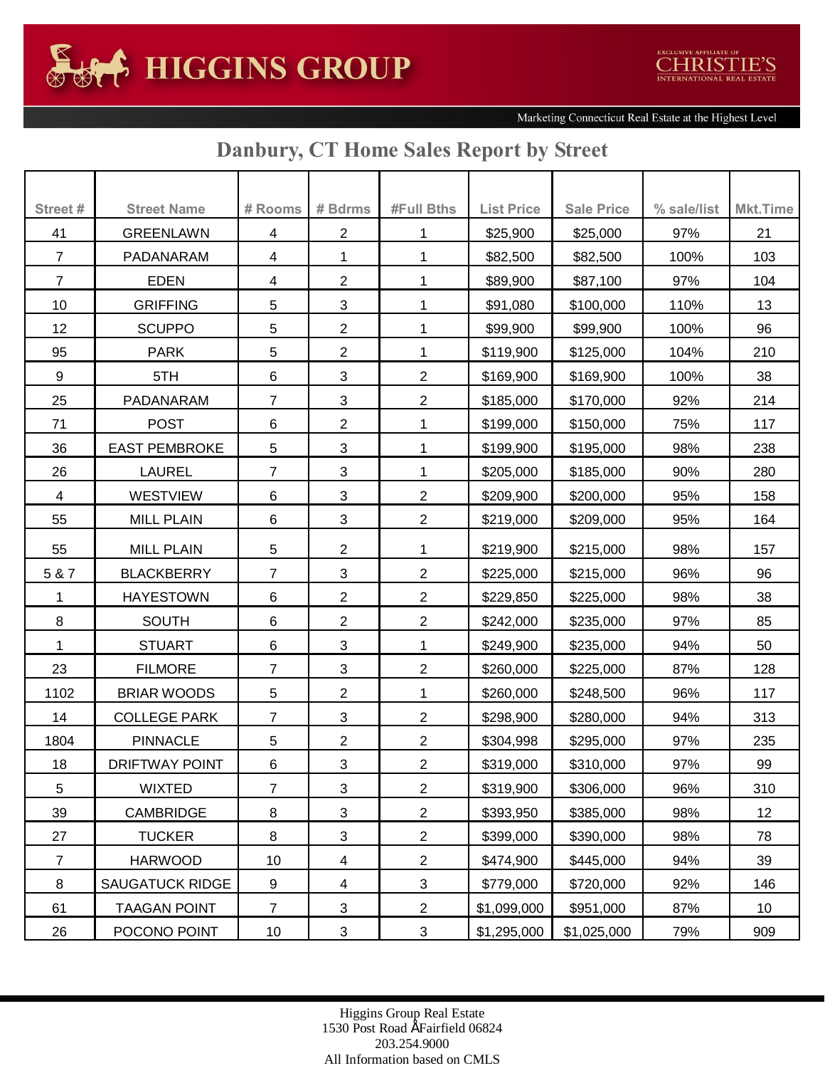HIGGINS GROUP

EXCLUSIVE AFFILIATE OF CHRISTIE'S INTERNATIONAL REAL ESTATE

Marketing Connecticut Real Estate at the Highest Level

# Danbury, CT Home Sales Report by Street

| Street # | Street Name | # Rooms | # Bdrms | #Full Bths | List Price | Sale Price | % sale/list | Mkt.Time |
|---|---|---|---|---|---|---|---|---|
| 41 | GREENLAWN | 4 | 2 | 1 | $25,900 | $25,000 | 97% | 21 |
| 7 | PADANARAM | 4 | 1 | 1 | $82,500 | $82,500 | 100% | 103 |
| 7 | EDEN | 4 | 2 | 1 | $89,900 | $87,100 | 97% | 104 |
| 10 | GRIFFING | 5 | 3 | 1 | $91,080 | $100,000 | 110% | 13 |
| 12 | SCUPPO | 5 | 2 | 1 | $99,900 | $99,900 | 100% | 96 |
| 95 | PARK | 5 | 2 | 1 | $119,900 | $125,000 | 104% | 210 |
| 9 | 5TH | 6 | 3 | 2 | $169,900 | $169,900 | 100% | 38 |
| 25 | PADANARAM | 7 | 3 | 2 | $185,000 | $170,000 | 92% | 214 |
| 71 | POST | 6 | 2 | 1 | $199,000 | $150,000 | 75% | 117 |
| 36 | EAST PEMBROKE | 5 | 3 | 1 | $199,900 | $195,000 | 98% | 238 |
| 26 | LAUREL | 7 | 3 | 1 | $205,000 | $185,000 | 90% | 280 |
| 4 | WESTVIEW | 6 | 3 | 2 | $209,900 | $200,000 | 95% | 158 |
| 55 | MILL PLAIN | 6 | 3 | 2 | $219,000 | $209,000 | 95% | 164 |
| 55 | MILL PLAIN | 5 | 2 | 1 | $219,900 | $215,000 | 98% | 157 |
| 5 & 7 | BLACKBERRY | 7 | 3 | 2 | $225,000 | $215,000 | 96% | 96 |
| 1 | HAYESTOWN | 6 | 2 | 2 | $229,850 | $225,000 | 98% | 38 |
| 8 | SOUTH | 6 | 2 | 2 | $242,000 | $235,000 | 97% | 85 |
| 1 | STUART | 6 | 3 | 1 | $249,900 | $235,000 | 94% | 50 |
| 23 | FILMORE | 7 | 3 | 2 | $260,000 | $225,000 | 87% | 128 |
| 1102 | BRIAR WOODS | 5 | 2 | 1 | $260,000 | $248,500 | 96% | 117 |
| 14 | COLLEGE PARK | 7 | 3 | 2 | $298,900 | $280,000 | 94% | 313 |
| 1804 | PINNACLE | 5 | 2 | 2 | $304,998 | $295,000 | 97% | 235 |
| 18 | DRIFTWAY POINT | 6 | 3 | 2 | $319,000 | $310,000 | 97% | 99 |
| 5 | WIXTED | 7 | 3 | 2 | $319,900 | $306,000 | 96% | 310 |
| 39 | CAMBRIDGE | 8 | 3 | 2 | $393,950 | $385,000 | 98% | 12 |
| 27 | TUCKER | 8 | 3 | 2 | $399,000 | $390,000 | 98% | 78 |
| 7 | HARWOOD | 10 | 4 | 2 | $474,900 | $445,000 | 94% | 39 |
| 8 | SAUGATUCK RIDGE | 9 | 4 | 3 | $779,000 | $720,000 | 92% | 146 |
| 61 | TAAGAN POINT | 7 | 3 | 2 | $1,099,000 | $951,000 | 87% | 10 |
| 26 | POCONO POINT | 10 | 3 | 3 | $1,295,000 | $1,025,000 | 79% | 909 |

Higgins Group Real Estate
1530 Post Road ÅFairfield 06824
203.254.9000
All Information based on CMLS